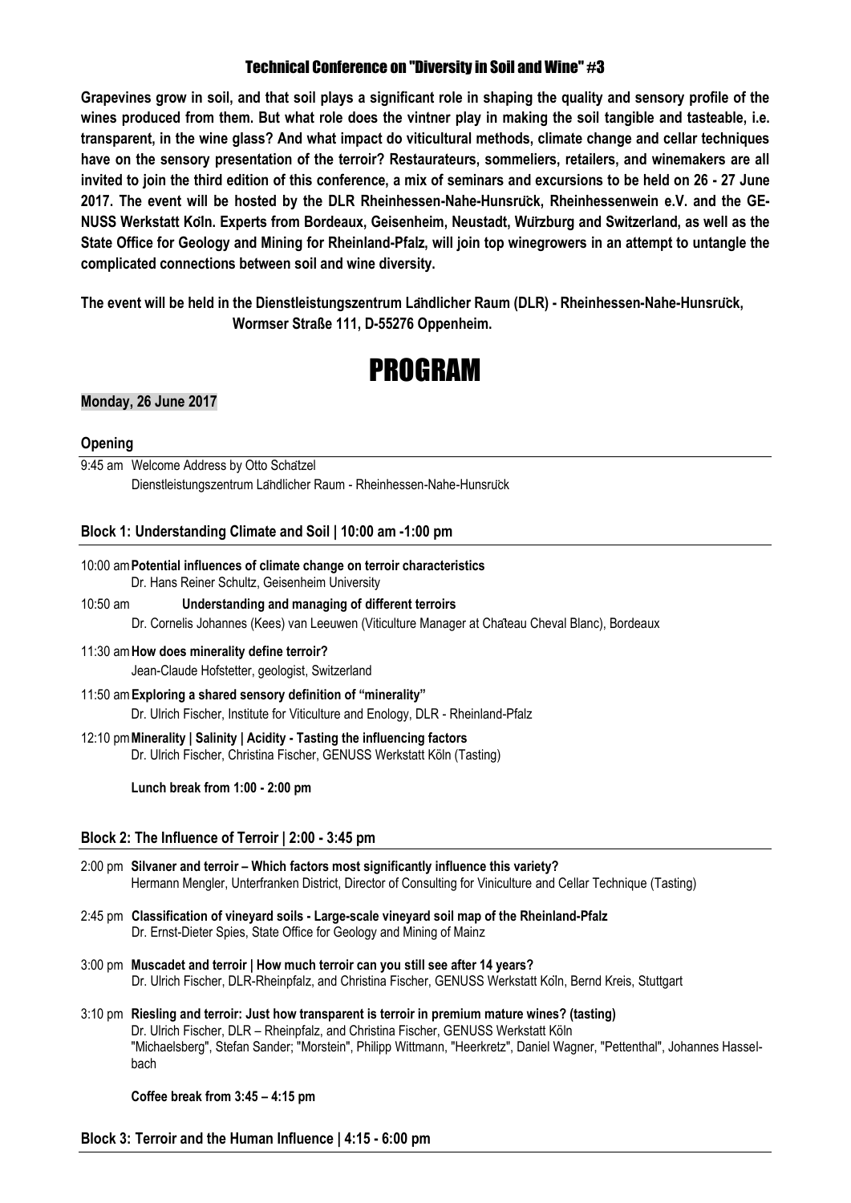# Technical Conference on "Diversity in Soil and Wine" #3

**Grapevines grow in soil, and that soil plays a significant role in shaping the quality and sensory profile of the wines produced from them. But what role does the vintner play in making the soil tangible and tasteable, i.e. transparent, in the wine glass? And what impact do viticultural methods, climate change and cellar techniques have on the sensory presentation of the terroir? Restaurateurs, sommeliers, retailers, and winemakers are all invited to join the third edition of this conference, a mix of seminars and excursions to be held on 26 - 27 June 2017. The event will be hosted by the DLR Rheinhessen-Nahe-Hunsrück, Rheinhessenwein e.V. and the GENUSS Werkstatt Köln. Experts from Bordeaux, Geisenheim, Neustadt, Würzburg and Switzerland, as well as the State Office for Geology and Mining for Rheinland-Pfalz, will join top winegrowers in an attempt to untangle the complicated connections between soil and wine diversity.**

**The event will be held in the Dienstleistungszentrum Ländlicher Raum (DLR) - Rheinhessen-Nahe-Hunsrück, Wormser Straße 111, D-55276 Oppenheim.**

# PROGRAM

## Monday, 26 June 2017

### Opening

9:45 am Welcome Address by Otto Schätzel
Dienstleistungszentrum Ländlicher Raum - Rheinhessen-Nahe-Hunsrück

### Block 1: Understanding Climate and Soil | 10:00 am -1:00 pm

10:00 am **Potential influences of climate change on terroir characteristics**
Dr. Hans Reiner Schultz, Geisenheim University

10:50 am **Understanding and managing of different terroirs**
Dr. Cornelis Johannes (Kees) van Leeuwen (Viticulture Manager at Château Cheval Blanc), Bordeaux

11:30 am **How does minerality define terroir?**
Jean-Claude Hofstetter, geologist, Switzerland

11:50 am **Exploring a shared sensory definition of "minerality"**
Dr. Ulrich Fischer, Institute for Viticulture and Enology, DLR - Rheinland-Pfalz

12:10 pm **Minerality | Salinity | Acidity - Tasting the influencing factors**
Dr. Ulrich Fischer, Christina Fischer, GENUSS Werkstatt Köln (Tasting)

**Lunch break from 1:00 - 2:00 pm**

### Block 2: The Influence of Terroir | 2:00 - 3:45 pm

2:00 pm **Silvaner and terroir – Which factors most significantly influence this variety?**
Hermann Mengler, Unterfranken District, Director of Consulting for Viniculture and Cellar Technique (Tasting)

2:45 pm **Classification of vineyard soils - Large-scale vineyard soil map of the Rheinland-Pfalz**
Dr. Ernst-Dieter Spies, State Office for Geology and Mining of Mainz

3:00 pm **Muscadet and terroir | How much terroir can you still see after 14 years?**
Dr. Ulrich Fischer, DLR-Rheinpfalz, and Christina Fischer, GENUSS Werkstatt Köln, Bernd Kreis, Stuttgart

3:10 pm **Riesling and terroir: Just how transparent is terroir in premium mature wines? (tasting)**
Dr. Ulrich Fischer, DLR – Rheinpfalz, and Christina Fischer, GENUSS Werkstatt Köln
"Michaelsberg", Stefan Sander; "Morstein", Philipp Wittmann, "Heerkretz", Daniel Wagner, "Pettenthal", Johannes Hasselbach

**Coffee break from 3:45 – 4:15 pm**

### Block 3: Terroir and the Human Influence | 4:15 - 6:00 pm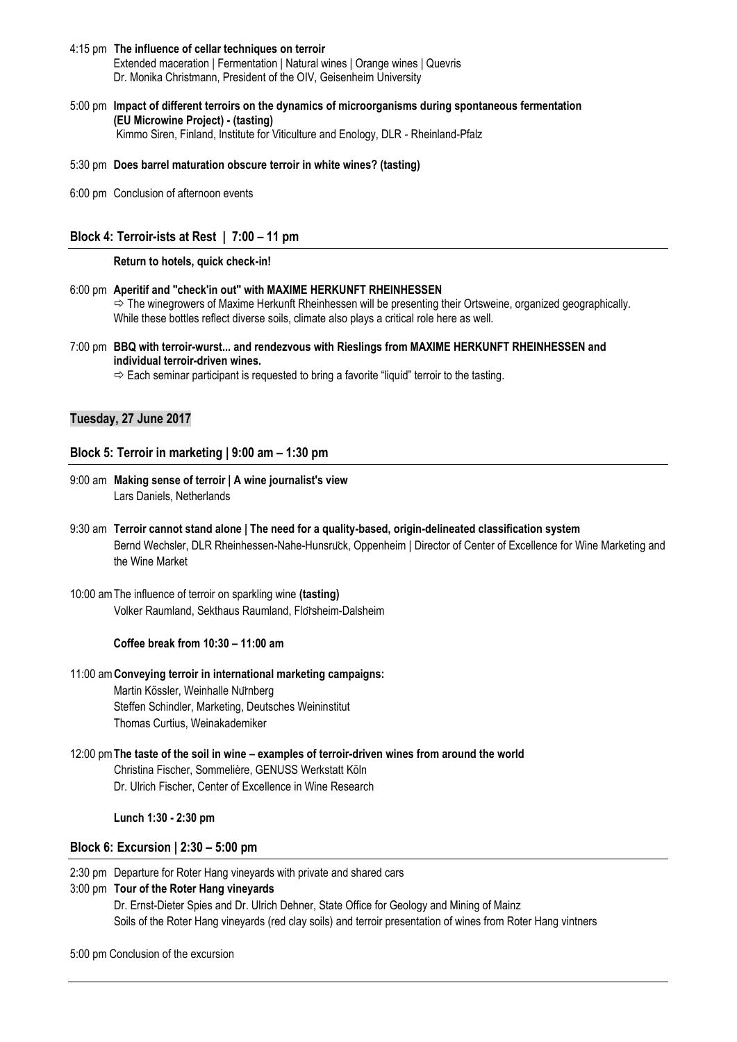4:15 pm **The influence of cellar techniques on terroir**
Extended maceration | Fermentation | Natural wines | Orange wines | Quevris
Dr. Monika Christmann, President of the OIV, Geisenheim University

5:00 pm **Impact of different terroirs on the dynamics of microorganisms during spontaneous fermentation (EU Microwine Project) - (tasting)**
Kimmo Siren, Finland, Institute for Viticulture and Enology, DLR - Rheinland-Pfalz

5:30 pm **Does barrel maturation obscure terroir in white wines? (tasting)**

6:00 pm Conclusion of afternoon events

## Block 4: Terroir-ists at Rest | 7:00 – 11 pm

**Return to hotels, quick check-in!**

6:00 pm **Aperitif and "check'in out" with MAXIME HERKUNFT RHEINHESSEN**
⇨ The winegrowers of Maxime Herkunft Rheinhessen will be presenting their Ortsweine, organized geographically. While these bottles reflect diverse soils, climate also plays a critical role here as well.

7:00 pm **BBQ with terroir-wurst... and rendezvous with Rieslings from MAXIME HERKUNFT RHEINHESSEN and individual terroir-driven wines.**
⇨ Each seminar participant is requested to bring a favorite "liquid" terroir to the tasting.

## Tuesday, 27 June 2017

## Block 5: Terroir in marketing | 9:00 am – 1:30 pm

9:00 am **Making sense of terroir | A wine journalist's view**
Lars Daniels, Netherlands

9:30 am **Terroir cannot stand alone | The need for a quality-based, origin-delineated classification system**
Bernd Wechsler, DLR Rheinhessen-Nahe-Hunsrück, Oppenheim | Director of Center of Excellence for Wine Marketing and the Wine Market

10:00 am The influence of terroir on sparkling wine **(tasting)**
Volker Raumland, Sekthaus Raumland, Flörsheim-Dalsheim

**Coffee break from 10:30 – 11:00 am**

11:00 am **Conveying terroir in international marketing campaigns:**
Martin Kössler, Weinhalle Nürnberg
Steffen Schindler, Marketing, Deutsches Weininstitut
Thomas Curtius, Weinakademiker

12:00 pm **The taste of the soil in wine – examples of terroir-driven wines from around the world**
Christina Fischer, Sommelière, GENUSS Werkstatt Köln
Dr. Ulrich Fischer, Center of Excellence in Wine Research

**Lunch 1:30 - 2:30 pm**

## Block 6: Excursion | 2:30 – 5:00 pm

2:30 pm Departure for Roter Hang vineyards with private and shared cars

3:00 pm **Tour of the Roter Hang vineyards**
Dr. Ernst-Dieter Spies and Dr. Ulrich Dehner, State Office for Geology and Mining of Mainz
Soils of the Roter Hang vineyards (red clay soils) and terroir presentation of wines from Roter Hang vintners

5:00 pm Conclusion of the excursion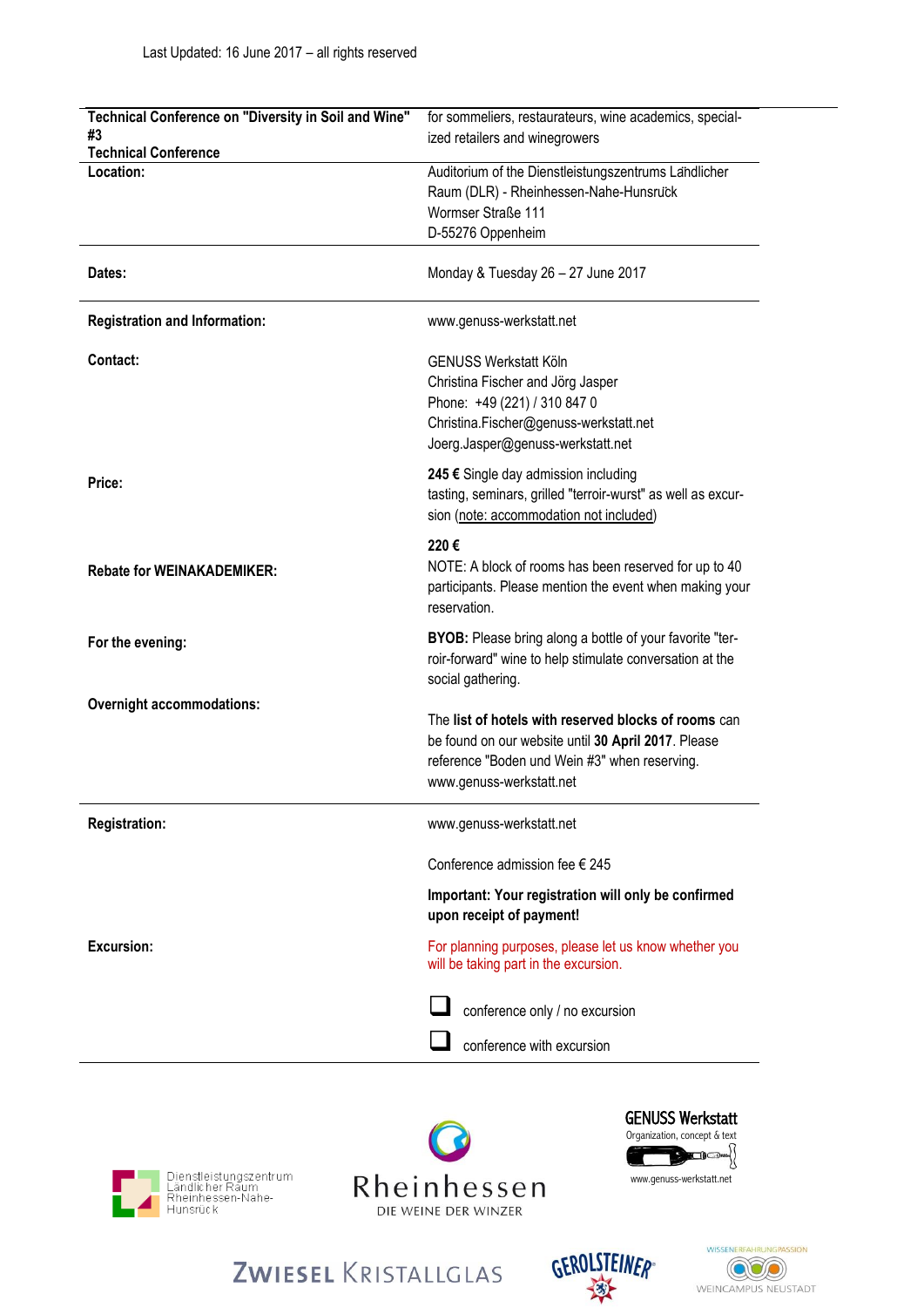Last Updated: 16 June 2017 – all rights reserved

| | |
|---|---|
| **Technical Conference on "Diversity in Soil and Wine" #3 Technical Conference** | for sommeliers, restaurateurs, wine academics, specialized retailers and winegrowers |
| **Location:** | Auditorium of the Dienstleistungszentrums Ländlicher Raum (DLR) - Rheinhessen-Nahe-Hunsrück<br>Wormser Straße 111<br>D-55276 Oppenheim |
| **Dates:** | Monday & Tuesday 26 – 27 June 2017 |
| **Registration and Information:** | www.genuss-werkstatt.net |
| **Contact:** | GENUSS Werkstatt Köln<br>Christina Fischer and Jörg Jasper<br>Phone: +49 (221) / 310 847 0<br>Christina.Fischer@genuss-werkstatt.net<br>Joerg.Jasper@genuss-werkstatt.net |
| **Price:** | **245 €** Single day admission including tasting, seminars, grilled "terroir-wurst" as well as excursion (note: accommodation not included) |
| **Rebate for WEINAKADEMIKER:** | **220 €**<br>NOTE: A block of rooms has been reserved for up to 40 participants. Please mention the event when making your reservation. |
| **For the evening:** | **BYOB:** Please bring along a bottle of your favorite "terroir-forward" wine to help stimulate conversation at the social gathering. |
| **Overnight accommodations:** | The **list of hotels with reserved blocks of rooms** can be found on our website until **30 April 2017**. Please reference "Boden und Wein #3" when reserving.<br>www.genuss-werkstatt.net |
| **Registration:** | www.genuss-werkstatt.net<br>Conference admission fee € 245<br>**Important: Your registration will only be confirmed upon receipt of payment!** |
| **Excursion:** | For planning purposes, please let us know whether you will be taking part in the excursion.<br>☐ conference only / no excursion<br>☐ conference with excursion |

Dienstleistungszentrum Ländlicher Raum Rheinhessen-Nahe-Hunsrück

Rheinhessen DIE WEINE DER WINZER

GENUSS Werkstatt
Organization, concept & text
www.genuss-werkstatt.net

ZWIESEL KRISTALLGLAS

GEROLSTEINER

WISSEN ERFAHRUNG PASSION
WEINCAMPUS NEUSTADT